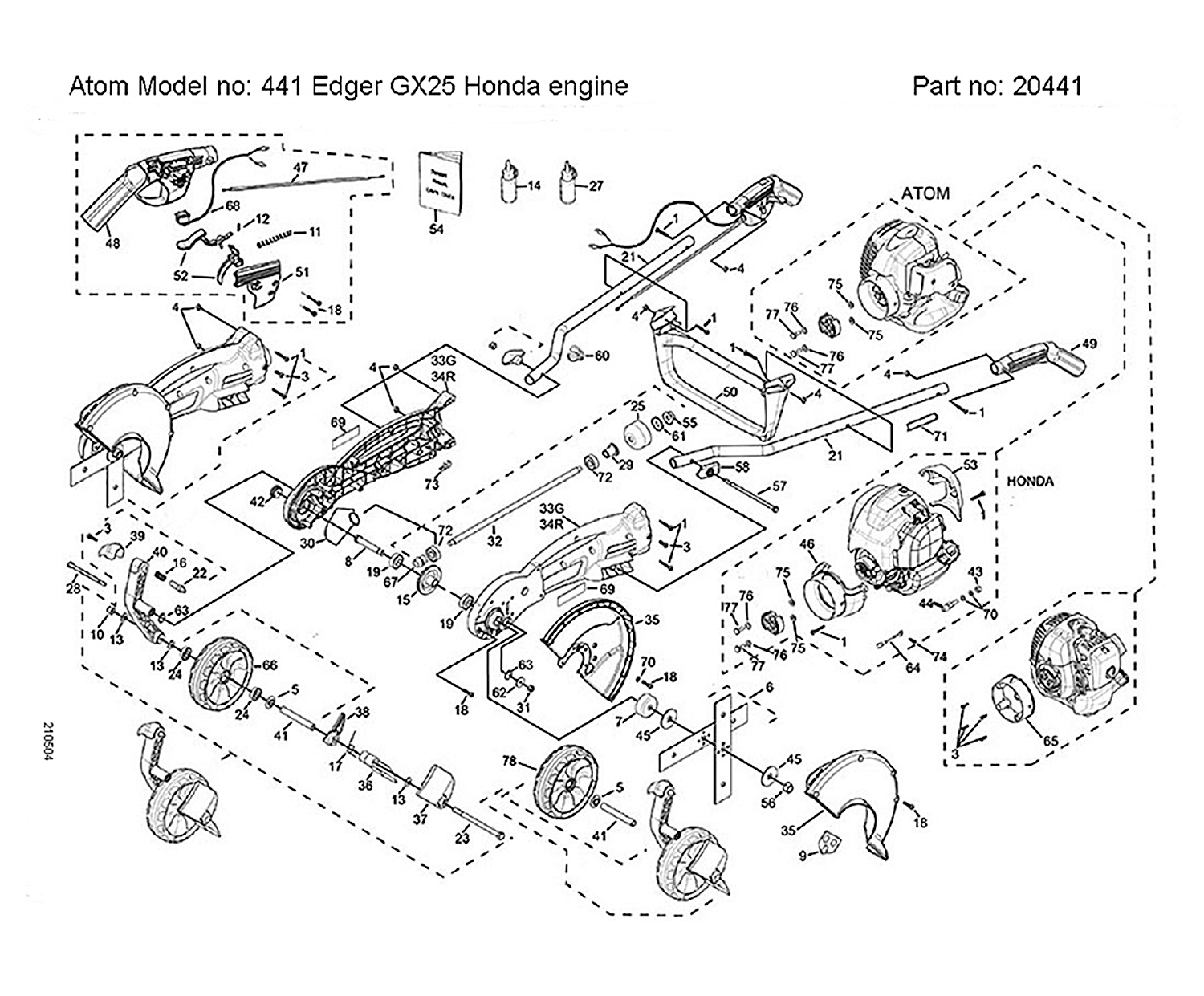Atom Model no: 441 Edger GX25 Honda engine

Part no: 20441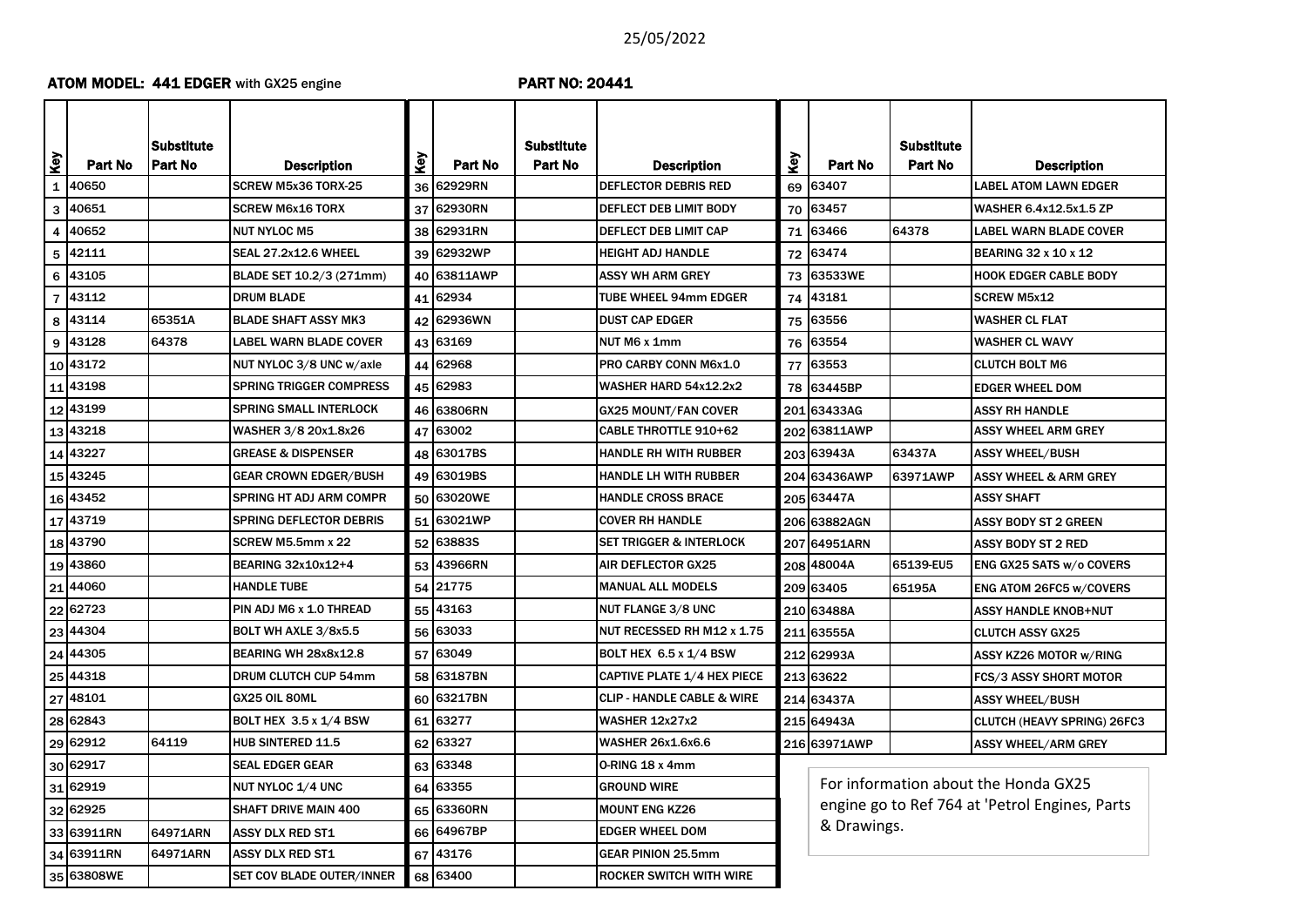25/05/2022

**ATOM MODEL: 441 EDGER** with GX25 engine **PART NO: 20441**

| Key | Part No | Substitute Part No | Description | Key | Part No | Substitute Part No | Description | Key | Part No | Substitute Part No | Description |
|---|---|---|---|---|---|---|---|---|---|---|---|
| 1 | 40650 | | SCREW M5x36 TORX-25 | 36 | 62929RN | | DEFLECTOR DEBRIS RED | 69 | 63407 | | LABEL ATOM LAWN EDGER |
| 3 | 40651 | | SCREW M6x16 TORX | 37 | 62930RN | | DEFLECT DEB LIMIT BODY | 70 | 63457 | | WASHER 6.4x12.5x1.5 ZP |
| 4 | 40652 | | NUT NYLOC M5 | 38 | 62931RN | | DEFLECT DEB LIMIT CAP | 71 | 63466 | 64378 | LABEL WARN BLADE COVER |
| 5 | 42111 | | SEAL 27.2x12.6 WHEEL | 39 | 62932WP | | HEIGHT ADJ HANDLE | 72 | 63474 | | BEARING 32 x 10 x 12 |
| 6 | 43105 | | BLADE SET 10.2/3 (271mm) | 40 | 63811AWP | | ASSY WH ARM GREY | 73 | 63533WE | | HOOK EDGER CABLE BODY |
| 7 | 43112 | | DRUM BLADE | 41 | 62934 | | TUBE WHEEL 94mm EDGER | 74 | 43181 | | SCREW M5x12 |
| 8 | 43114 | 65351A | BLADE SHAFT ASSY MK3 | 42 | 62936WN | | DUST CAP EDGER | 75 | 63556 | | WASHER CL FLAT |
| 9 | 43128 | 64378 | LABEL WARN BLADE COVER | 43 | 63169 | | NUT M6 x 1mm | 76 | 63554 | | WASHER CL WAVY |
| 10 | 43172 | | NUT NYLOC 3/8 UNC w/axle | 44 | 62968 | | PRO CARBY CONN M6x1.0 | 77 | 63553 | | CLUTCH BOLT M6 |
| 11 | 43198 | | SPRING TRIGGER COMPRESS | 45 | 62983 | | WASHER HARD 54x12.2x2 | 78 | 63445BP | | EDGER WHEEL DOM |
| 12 | 43199 | | SPRING SMALL INTERLOCK | 46 | 63806RN | | GX25 MOUNT/FAN COVER | 201 | 63433AG | | ASSY RH HANDLE |
| 13 | 43218 | | WASHER 3/8 20x1.8x26 | 47 | 63002 | | CABLE THROTTLE 910+62 | 202 | 63811AWP | | ASSY WHEEL ARM GREY |
| 14 | 43227 | | GREASE & DISPENSER | 48 | 63017BS | | HANDLE RH WITH RUBBER | 203 | 63943A | 63437A | ASSY WHEEL/BUSH |
| 15 | 43245 | | GEAR CROWN EDGER/BUSH | 49 | 63019BS | | HANDLE LH WITH RUBBER | 204 | 63436AWP | 63971AWP | ASSY WHEEL & ARM GREY |
| 16 | 43452 | | SPRING HT ADJ ARM COMPR | 50 | 63020WE | | HANDLE CROSS BRACE | 205 | 63447A | | ASSY SHAFT |
| 17 | 43719 | | SPRING DEFLECTOR DEBRIS | 51 | 63021WP | | COVER RH HANDLE | 206 | 63882AGN | | ASSY BODY ST 2 GREEN |
| 18 | 43790 | | SCREW M5.5mm x 22 | 52 | 63883S | | SET TRIGGER & INTERLOCK | 207 | 64951ARN | | ASSY BODY ST 2 RED |
| 19 | 43860 | | BEARING 32x10x12+4 | 53 | 43966RN | | AIR DEFLECTOR GX25 | 208 | 48004A | 65139-EU5 | ENG GX25 SATS w/o COVERS |
| 21 | 44060 | | HANDLE TUBE | 54 | 21775 | | MANUAL ALL MODELS | 209 | 63405 | 65195A | ENG ATOM 26FC5 w/COVERS |
| 22 | 62723 | | PIN ADJ M6 x 1.0 THREAD | 55 | 43163 | | NUT FLANGE 3/8 UNC | 210 | 63488A | | ASSY HANDLE KNOB+NUT |
| 23 | 44304 | | BOLT WH AXLE 3/8x5.5 | 56 | 63033 | | NUT RECESSED RH M12 x 1.75 | 211 | 63555A | | CLUTCH ASSY GX25 |
| 24 | 44305 | | BEARING WH 28x8x12.8 | 57 | 63049 | | BOLT HEX 6.5 x 1/4 BSW | 212 | 62993A | | ASSY KZ26 MOTOR w/RING |
| 25 | 44318 | | DRUM CLUTCH CUP 54mm | 58 | 63187BN | | CAPTIVE PLATE 1/4 HEX PIECE | 213 | 63622 | | FCS/3 ASSY SHORT MOTOR |
| 27 | 48101 | | GX25 OIL 80ML | 60 | 63217BN | | CLIP - HANDLE CABLE & WIRE | 214 | 63437A | | ASSY WHEEL/BUSH |
| 28 | 62843 | | BOLT HEX 3.5 x 1/4 BSW | 61 | 63277 | | WASHER 12x27x2 | 215 | 64943A | | CLUTCH (HEAVY SPRING) 26FC3 |
| 29 | 62912 | 64119 | HUB SINTERED 11.5 | 62 | 63327 | | WASHER 26x1.6x6.6 | 216 | 63971AWP | | ASSY WHEEL/ARM GREY |
| 30 | 62917 | | SEAL EDGER GEAR | 63 | 63348 | | O-RING 18 x 4mm | | | | |
| 31 | 62919 | | NUT NYLOC 1/4 UNC | 64 | 63355 | | GROUND WIRE | | | | |
| 32 | 62925 | | SHAFT DRIVE MAIN 400 | 65 | 63360RN | | MOUNT ENG KZ26 | | | | |
| 33 | 63911RN | 64971ARN | ASSY DLX RED ST1 | 66 | 64967BP | | EDGER WHEEL DOM | | | | |
| 34 | 63911RN | 64971ARN | ASSY DLX RED ST1 | 67 | 43176 | | GEAR PINION 25.5mm | | | | |
| 35 | 63808WE | | SET COV BLADE OUTER/INNER | 68 | 63400 | | ROCKER SWITCH WITH WIRE | | | | |

For information about the Honda GX25 engine go to Ref 764 at 'Petrol Engines, Parts & Drawings.